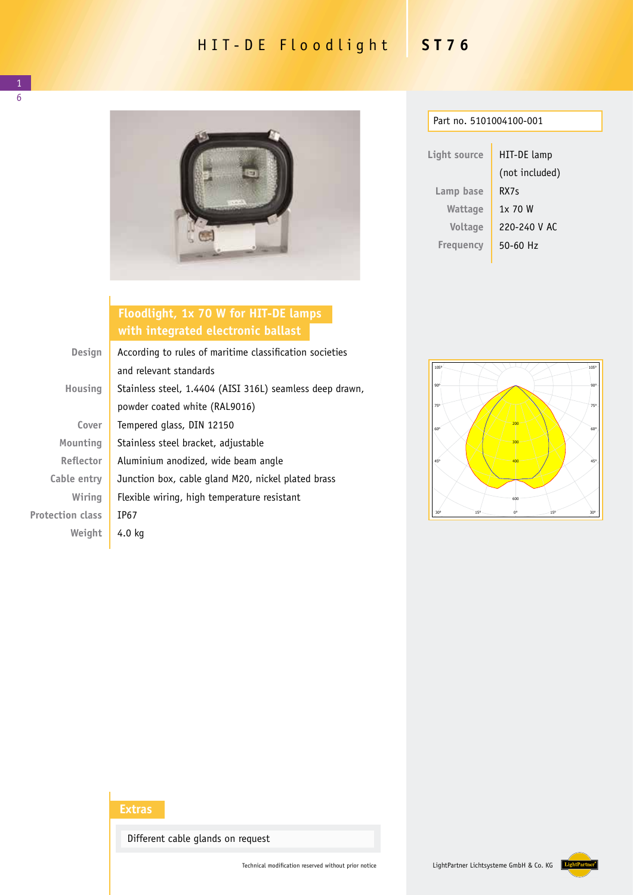# HIT-DE Floodlight ST76

Part no. 5101004100-001

| | |
|---|---|
| Light source | HIT-DE lamp (not included) |
| Lamp base | RX7s |
| Wattage | 1x 70 W |
| Voltage | 220-240 V AC |
| Frequency | 50-60 Hz |

## Floodlight, 1x 70 W for HIT-DE lamps with integrated electronic ballast

| | |
|---|---|
| Design | According to rules of maritime classification societies and relevant standards |
| Housing | Stainless steel, 1.4404 (AISI 316L) seamless deep drawn, powder coated white (RAL9016) |
| Cover | Tempered glass, DIN 12150 |
| Mounting | Stainless steel bracket, adjustable |
| Reflector | Aluminium anodized, wide beam angle |
| Cable entry | Junction box, cable gland M20, nickel plated brass |
| Wiring | Flexible wiring, high temperature resistant |
| Protection class | IP67 |
| Weight | 4.0 kg |

## Extras

Different cable glands on request

Technical modification reserved without prior notice

LightPartner Lichtsysteme GmbH & Co. KG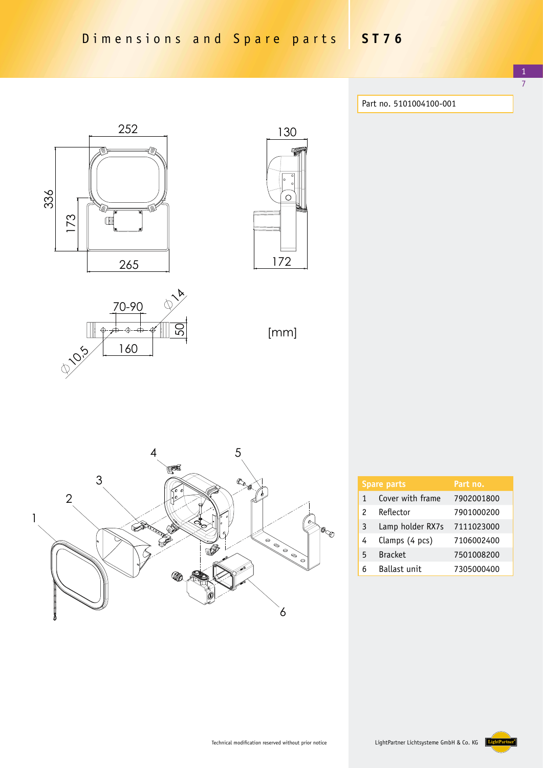# Dimensions and Spare parts ST76

Part no. 5101004100-001

252

336

173

265

130

172

70-90

∅14

50

160

∅10,5

[mm]

4

5

3

2

1

6

| Spare parts | | Part no. |
|---|---|---|
| 1 | Cover with frame | 7902001800 |
| 2 | Reflector | 7901000200 |
| 3 | Lamp holder RX7s | 7111023000 |
| 4 | Clamps (4 pcs) | 7106002400 |
| 5 | Bracket | 7501008200 |
| 6 | Ballast unit | 7305000400 |

Technical modification reserved without prior notice

LightPartner Lichtsysteme GmbH & Co. KG